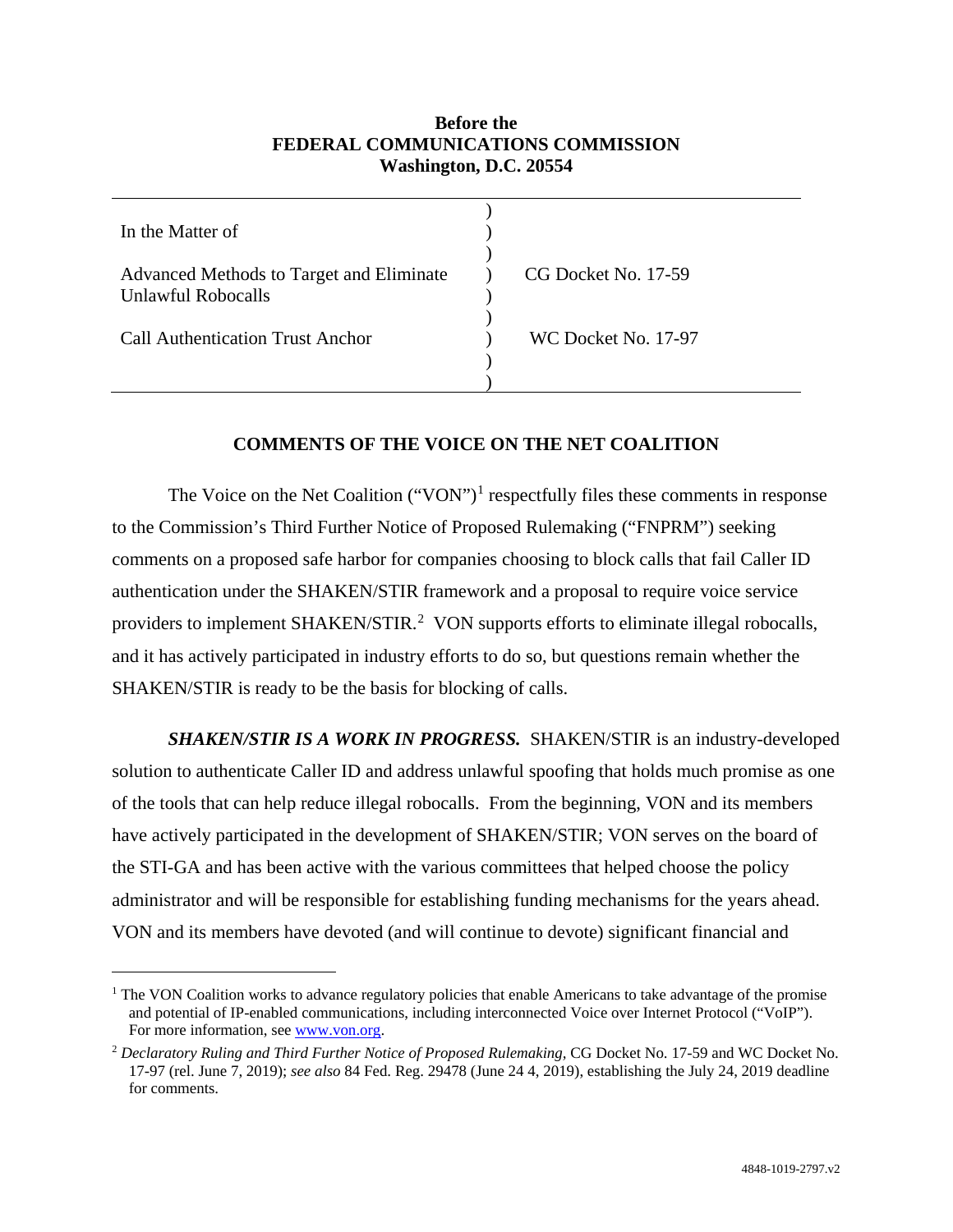**Before the**
**FEDERAL COMMUNICATIONS COMMISSION**
**Washington, D.C. 20554**

| | | |
|---|---|---|
| In the Matter of | ) | |
| Advanced Methods to Target and Eliminate Unlawful Robocalls | ) | CG Docket No. 17-59 |
| Call Authentication Trust Anchor | ) | WC Docket No. 17-97 |

## COMMENTS OF THE VOICE ON THE NET COALITION

The Voice on the Net Coalition ("VON")[1] respectfully files these comments in response to the Commission's Third Further Notice of Proposed Rulemaking ("FNPRM") seeking comments on a proposed safe harbor for companies choosing to block calls that fail Caller ID authentication under the SHAKEN/STIR framework and a proposal to require voice service providers to implement SHAKEN/STIR.[2] VON supports efforts to eliminate illegal robocalls, and it has actively participated in industry efforts to do so, but questions remain whether the SHAKEN/STIR is ready to be the basis for blocking of calls.

***SHAKEN/STIR IS A WORK IN PROGRESS.*** SHAKEN/STIR is an industry-developed solution to authenticate Caller ID and address unlawful spoofing that holds much promise as one of the tools that can help reduce illegal robocalls. From the beginning, VON and its members have actively participated in the development of SHAKEN/STIR; VON serves on the board of the STI-GA and has been active with the various committees that helped choose the policy administrator and will be responsible for establishing funding mechanisms for the years ahead. VON and its members have devoted (and will continue to devote) significant financial and

---

[1] The VON Coalition works to advance regulatory policies that enable Americans to take advantage of the promise and potential of IP-enabled communications, including interconnected Voice over Internet Protocol ("VoIP"). For more information, see www.von.org.

[2] *Declaratory Ruling and Third Further Notice of Proposed Rulemaking*, CG Docket No. 17-59 and WC Docket No. 17-97 (rel. June 7, 2019); *see also* 84 Fed. Reg. 29478 (June 24 4, 2019), establishing the July 24, 2019 deadline for comments.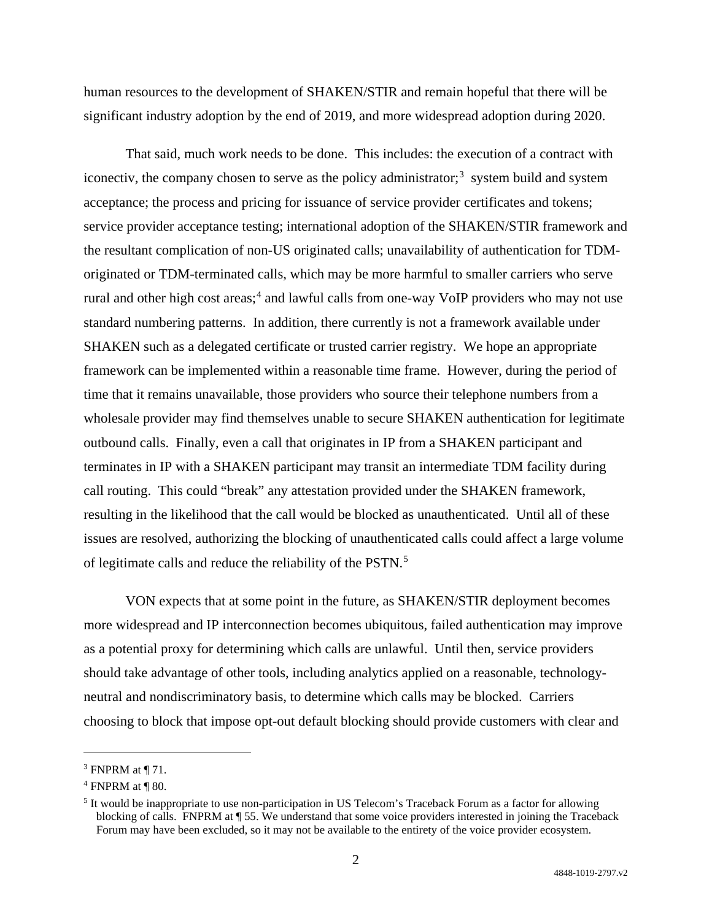human resources to the development of SHAKEN/STIR and remain hopeful that there will be significant industry adoption by the end of 2019, and more widespread adoption during 2020.

That said, much work needs to be done. This includes: the execution of a contract with iconectiv, the company chosen to serve as the policy administrator;[3] system build and system acceptance; the process and pricing for issuance of service provider certificates and tokens; service provider acceptance testing; international adoption of the SHAKEN/STIR framework and the resultant complication of non-US originated calls; unavailability of authentication for TDM-originated or TDM-terminated calls, which may be more harmful to smaller carriers who serve rural and other high cost areas;[4] and lawful calls from one-way VoIP providers who may not use standard numbering patterns. In addition, there currently is not a framework available under SHAKEN such as a delegated certificate or trusted carrier registry. We hope an appropriate framework can be implemented within a reasonable time frame. However, during the period of time that it remains unavailable, those providers who source their telephone numbers from a wholesale provider may find themselves unable to secure SHAKEN authentication for legitimate outbound calls. Finally, even a call that originates in IP from a SHAKEN participant and terminates in IP with a SHAKEN participant may transit an intermediate TDM facility during call routing. This could "break" any attestation provided under the SHAKEN framework, resulting in the likelihood that the call would be blocked as unauthenticated. Until all of these issues are resolved, authorizing the blocking of unauthenticated calls could affect a large volume of legitimate calls and reduce the reliability of the PSTN.[5]

VON expects that at some point in the future, as SHAKEN/STIR deployment becomes more widespread and IP interconnection becomes ubiquitous, failed authentication may improve as a potential proxy for determining which calls are unlawful. Until then, service providers should take advantage of other tools, including analytics applied on a reasonable, technology-neutral and nondiscriminatory basis, to determine which calls may be blocked. Carriers choosing to block that impose opt-out default blocking should provide customers with clear and

---

[3] FNPRM at ¶ 71.

[4] FNPRM at ¶ 80.

[5] It would be inappropriate to use non-participation in US Telecom's Traceback Forum as a factor for allowing blocking of calls. FNPRM at ¶ 55. We understand that some voice providers interested in joining the Traceback Forum may have been excluded, so it may not be available to the entirety of the voice provider ecosystem.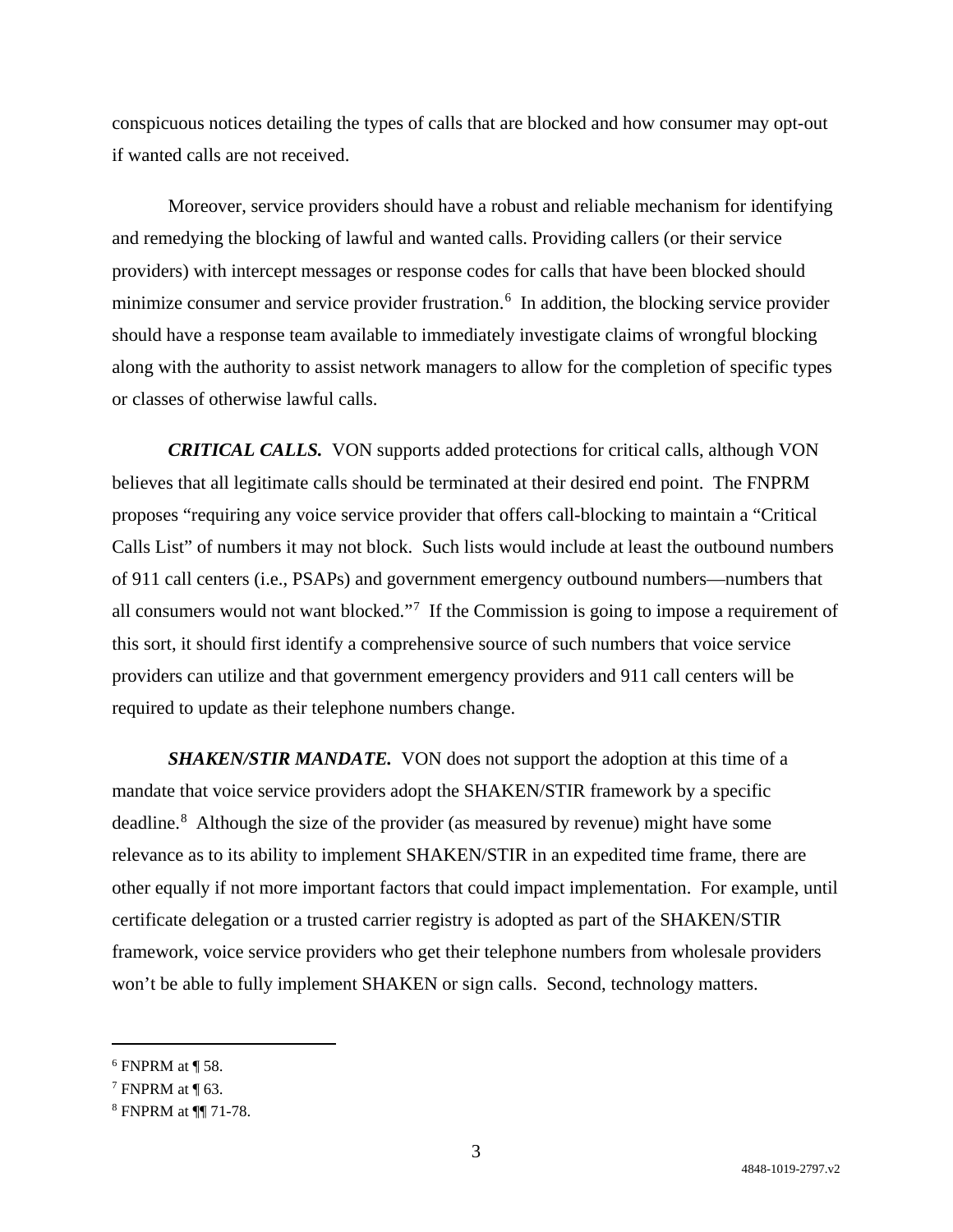conspicuous notices detailing the types of calls that are blocked and how consumer may opt-out if wanted calls are not received.

Moreover, service providers should have a robust and reliable mechanism for identifying and remedying the blocking of lawful and wanted calls. Providing callers (or their service providers) with intercept messages or response codes for calls that have been blocked should minimize consumer and service provider frustration.[6] In addition, the blocking service provider should have a response team available to immediately investigate claims of wrongful blocking along with the authority to assist network managers to allow for the completion of specific types or classes of otherwise lawful calls.

***CRITICAL CALLS.*** VON supports added protections for critical calls, although VON believes that all legitimate calls should be terminated at their desired end point. The FNPRM proposes "requiring any voice service provider that offers call-blocking to maintain a "Critical Calls List" of numbers it may not block. Such lists would include at least the outbound numbers of 911 call centers (i.e., PSAPs) and government emergency outbound numbers—numbers that all consumers would not want blocked."[7] If the Commission is going to impose a requirement of this sort, it should first identify a comprehensive source of such numbers that voice service providers can utilize and that government emergency providers and 911 call centers will be required to update as their telephone numbers change.

***SHAKEN/STIR MANDATE.*** VON does not support the adoption at this time of a mandate that voice service providers adopt the SHAKEN/STIR framework by a specific deadline.[8] Although the size of the provider (as measured by revenue) might have some relevance as to its ability to implement SHAKEN/STIR in an expedited time frame, there are other equally if not more important factors that could impact implementation. For example, until certificate delegation or a trusted carrier registry is adopted as part of the SHAKEN/STIR framework, voice service providers who get their telephone numbers from wholesale providers won't be able to fully implement SHAKEN or sign calls. Second, technology matters.

---

[6] FNPRM at ¶ 58.

[7] FNPRM at ¶ 63.

[8] FNPRM at ¶¶ 71-78.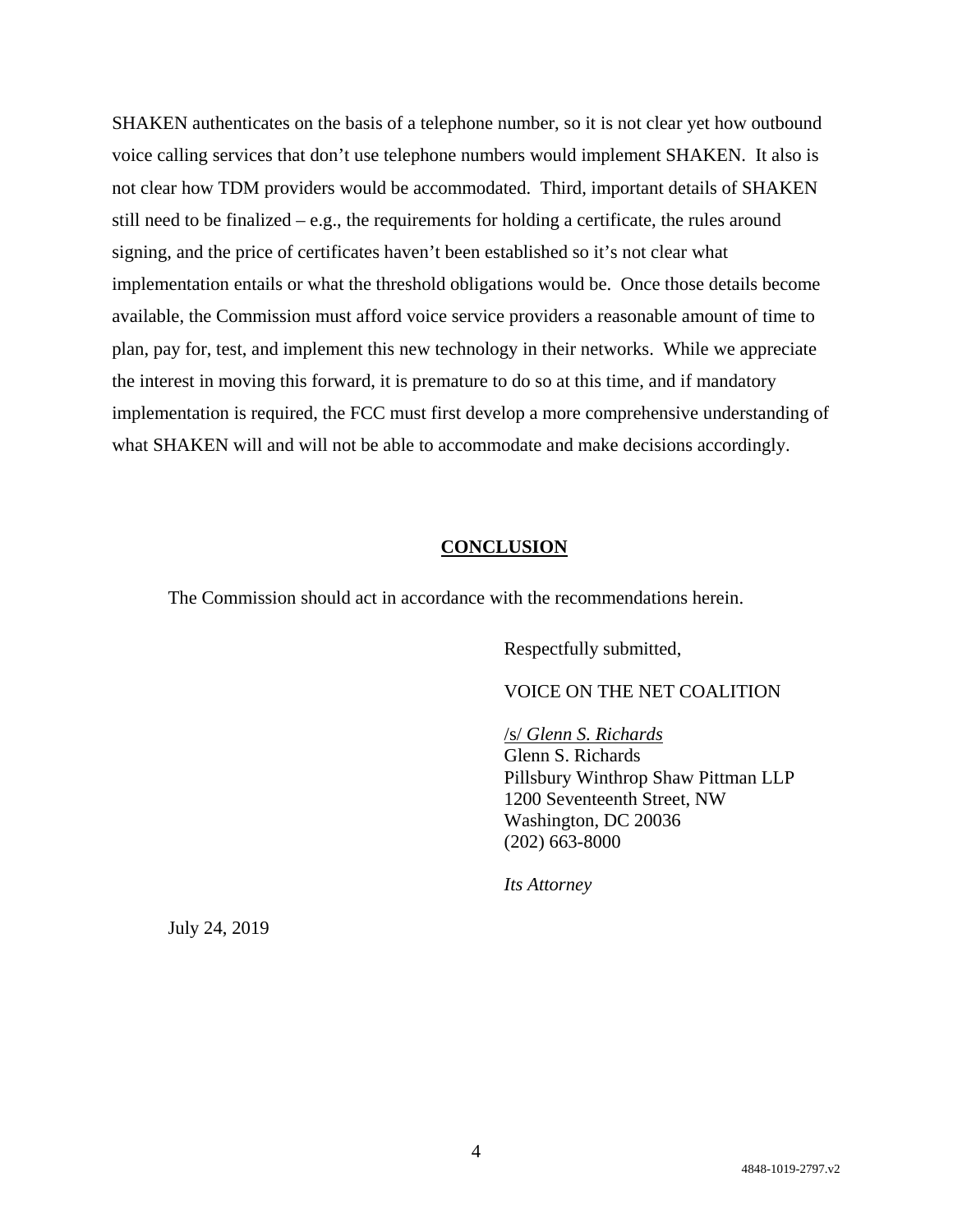SHAKEN authenticates on the basis of a telephone number, so it is not clear yet how outbound voice calling services that don't use telephone numbers would implement SHAKEN. It also is not clear how TDM providers would be accommodated. Third, important details of SHAKEN still need to be finalized – e.g., the requirements for holding a certificate, the rules around signing, and the price of certificates haven't been established so it's not clear what implementation entails or what the threshold obligations would be. Once those details become available, the Commission must afford voice service providers a reasonable amount of time to plan, pay for, test, and implement this new technology in their networks. While we appreciate the interest in moving this forward, it is premature to do so at this time, and if mandatory implementation is required, the FCC must first develop a more comprehensive understanding of what SHAKEN will and will not be able to accommodate and make decisions accordingly.

## CONCLUSION

The Commission should act in accordance with the recommendations herein.

Respectfully submitted,

VOICE ON THE NET COALITION

/s/ *Glenn S. Richards*
Glenn S. Richards
Pillsbury Winthrop Shaw Pittman LLP
1200 Seventeenth Street, NW
Washington, DC 20036
(202) 663-8000

*Its Attorney*

July 24, 2019

4848-1019-2797.v2